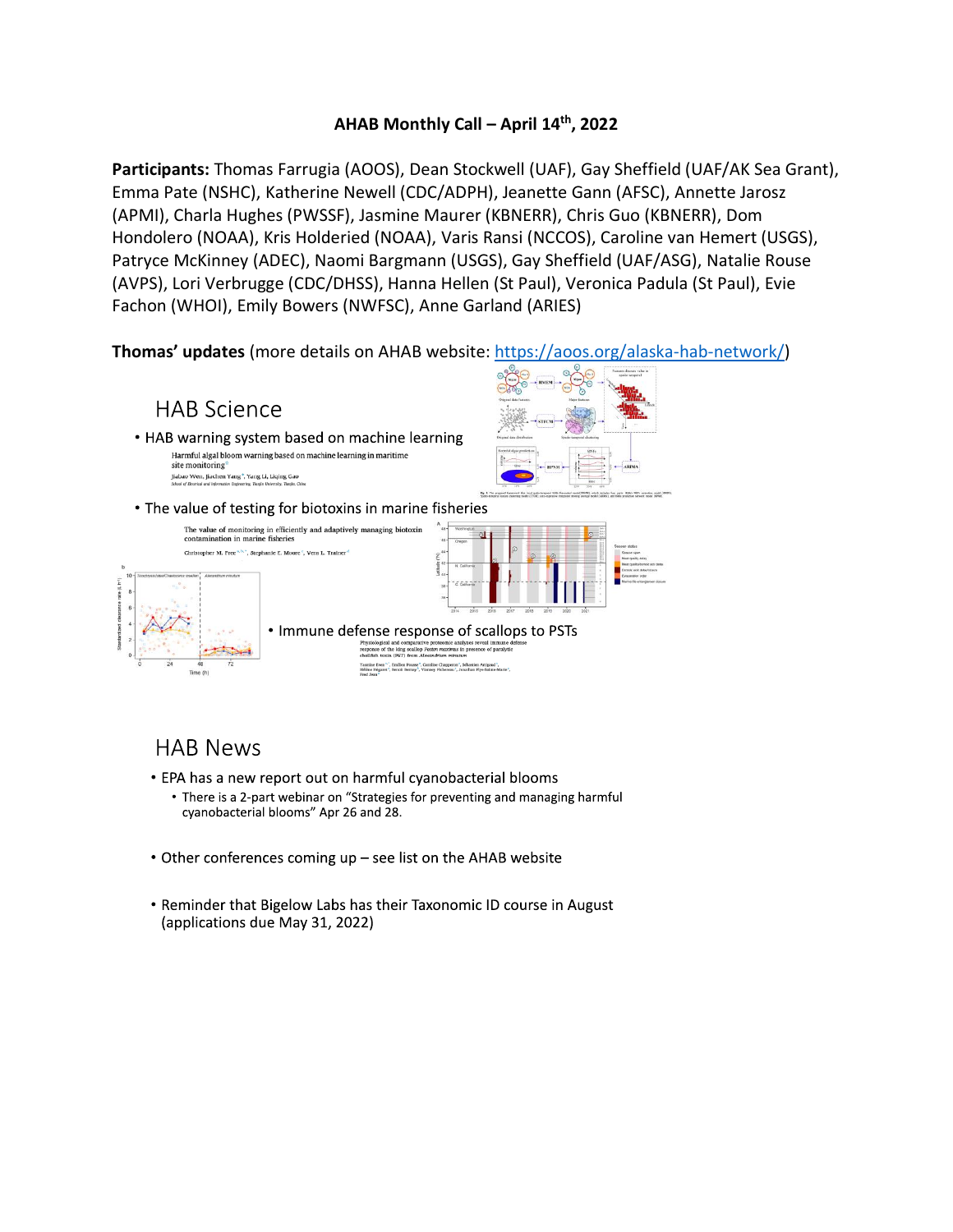**AHAB Monthly Call – April 14th, 2022**

**Participants:** Thomas Farrugia (AOOS), Dean Stockwell (UAF), Gay Sheffield (UAF/AK Sea Grant), Emma Pate (NSHC), Katherine Newell (CDC/ADPH), Jeanette Gann (AFSC), Annette Jarosz (APMI), Charla Hughes (PWSSF), Jasmine Maurer (KBNERR), Chris Guo (KBNERR), Dom Hondolero (NOAA), Kris Holderied (NOAA), Varis Ransi (NCCOS), Caroline van Hemert (USGS), Patryce McKinney (ADEC), Naomi Bargmann (USGS), Gay Sheffield (UAF/ASG), Natalie Rouse (AVPS), Lori Verbrugge (CDC/DHSS), Hanna Hellen (St Paul), Veronica Padula (St Paul), Evie Fachon (WHOI), Emily Bowers (NWFSC), Anne Garland (ARIES)

**Thomas' updates** (more details on AHAB website: https://aoos.org/alaska-hab-network/)

## HAB Science

- HAB warning system based on machine learning
  - Harmful algal bloom warning based on machine learning in maritime site monitoring
  - Jiaduo Wen, Jiachen Yang, Yang Li, Liqing Gao
  - School of Electrical and Information Engineering, Tianjin University, Tianjin, China
- The value of testing for biotoxins in marine fisheries
  - The value of monitoring in efficiently and adaptively managing biotoxin contamination in marine fisheries
  - Christopher M. Free, Stephanie K. Moore, Vera L. Trainer
- Immune defense response of scallops to PSTs
  - Physiological and comparative proteomic analyses reveal immune defense response of the king scallop *Pecten maximus* in presence of paralytic shellfish toxins (PST) from *Alexandrium minutum*

## HAB News

- EPA has a new report out on harmful cyanobacterial blooms
  - There is a 2-part webinar on "Strategies for preventing and managing harmful cyanobacterial blooms" Apr 26 and 28.
- Other conferences coming up – see list on the AHAB website
- Reminder that Bigelow Labs has their Taxonomic ID course in August (applications due May 31, 2022)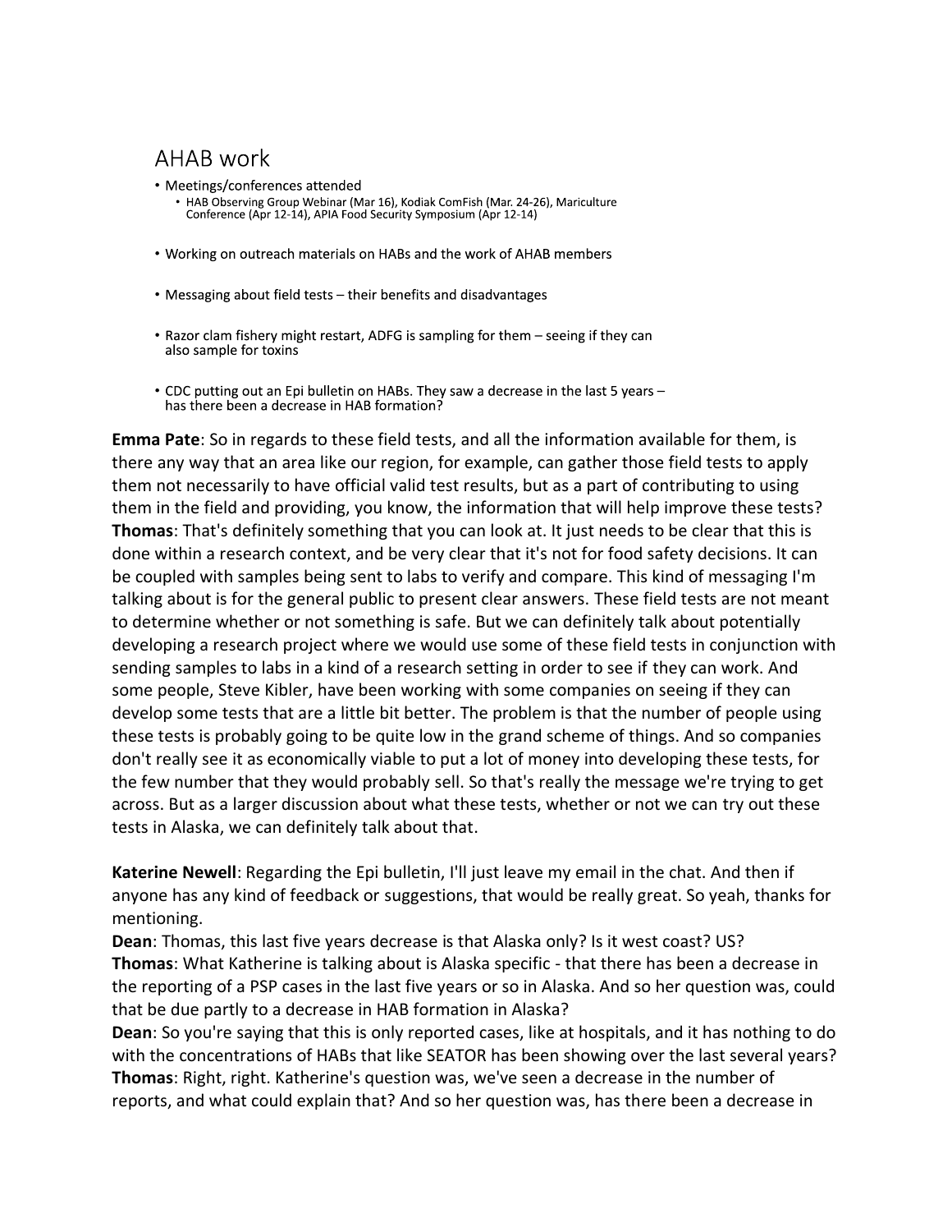## AHAB work

- Meetings/conferences attended
  - HAB Observing Group Webinar (Mar 16), Kodiak ComFish (Mar. 24-26), Mariculture Conference (Apr 12-14), APIA Food Security Symposium (Apr 12-14)
- Working on outreach materials on HABs and the work of AHAB members
- Messaging about field tests – their benefits and disadvantages
- Razor clam fishery might restart, ADFG is sampling for them – seeing if they can also sample for toxins
- CDC putting out an Epi bulletin on HABs. They saw a decrease in the last 5 years – has there been a decrease in HAB formation?

**Emma Pate**: So in regards to these field tests, and all the information available for them, is there any way that an area like our region, for example, can gather those field tests to apply them not necessarily to have official valid test results, but as a part of contributing to using them in the field and providing, you know, the information that will help improve these tests?
**Thomas**: That's definitely something that you can look at. It just needs to be clear that this is done within a research context, and be very clear that it's not for food safety decisions. It can be coupled with samples being sent to labs to verify and compare. This kind of messaging I'm talking about is for the general public to present clear answers. These field tests are not meant to determine whether or not something is safe. But we can definitely talk about potentially developing a research project where we would use some of these field tests in conjunction with sending samples to labs in a kind of a research setting in order to see if they can work. And some people, Steve Kibler, have been working with some companies on seeing if they can develop some tests that are a little bit better. The problem is that the number of people using these tests is probably going to be quite low in the grand scheme of things. And so companies don't really see it as economically viable to put a lot of money into developing these tests, for the few number that they would probably sell. So that's really the message we're trying to get across. But as a larger discussion about what these tests, whether or not we can try out these tests in Alaska, we can definitely talk about that.

**Katerine Newell**: Regarding the Epi bulletin, I'll just leave my email in the chat. And then if anyone has any kind of feedback or suggestions, that would be really great. So yeah, thanks for mentioning.
**Dean**: Thomas, this last five years decrease is that Alaska only? Is it west coast? US?
**Thomas**: What Katherine is talking about is Alaska specific - that there has been a decrease in the reporting of a PSP cases in the last five years or so in Alaska. And so her question was, could that be due partly to a decrease in HAB formation in Alaska?
**Dean**: So you're saying that this is only reported cases, like at hospitals, and it has nothing to do with the concentrations of HABs that like SEATOR has been showing over the last several years?
**Thomas**: Right, right. Katherine's question was, we've seen a decrease in the number of reports, and what could explain that? And so her question was, has there been a decrease in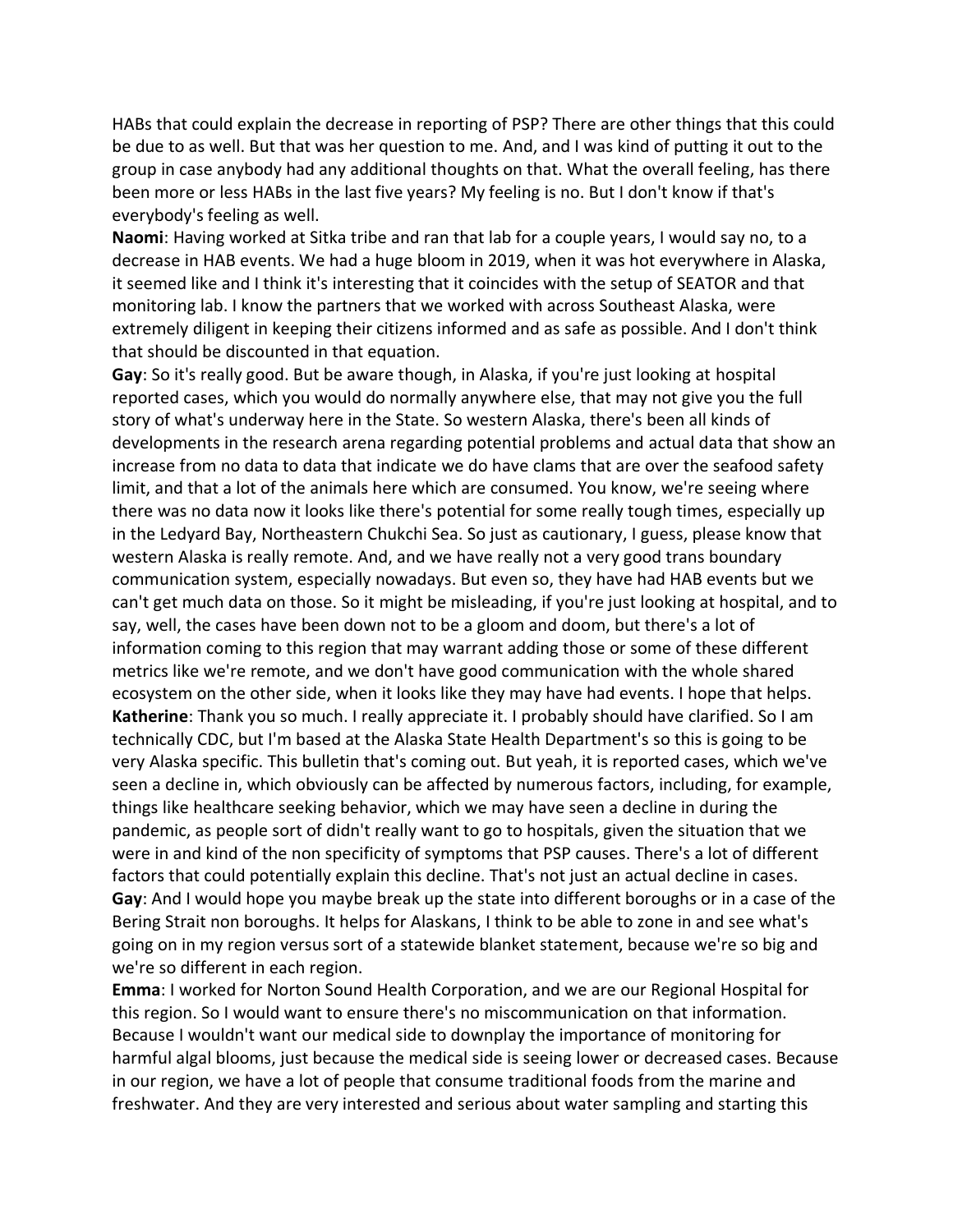HABs that could explain the decrease in reporting of PSP? There are other things that this could be due to as well. But that was her question to me. And, and I was kind of putting it out to the group in case anybody had any additional thoughts on that. What the overall feeling, has there been more or less HABs in the last five years? My feeling is no. But I don't know if that's everybody's feeling as well.

**Naomi**: Having worked at Sitka tribe and ran that lab for a couple years, I would say no, to a decrease in HAB events. We had a huge bloom in 2019, when it was hot everywhere in Alaska, it seemed like and I think it's interesting that it coincides with the setup of SEATOR and that monitoring lab. I know the partners that we worked with across Southeast Alaska, were extremely diligent in keeping their citizens informed and as safe as possible. And I don't think that should be discounted in that equation.

**Gay**: So it's really good. But be aware though, in Alaska, if you're just looking at hospital reported cases, which you would do normally anywhere else, that may not give you the full story of what's underway here in the State. So western Alaska, there's been all kinds of developments in the research arena regarding potential problems and actual data that show an increase from no data to data that indicate we do have clams that are over the seafood safety limit, and that a lot of the animals here which are consumed. You know, we're seeing where there was no data now it looks like there's potential for some really tough times, especially up in the Ledyard Bay, Northeastern Chukchi Sea. So just as cautionary, I guess, please know that western Alaska is really remote. And, and we have really not a very good trans boundary communication system, especially nowadays. But even so, they have had HAB events but we can't get much data on those. So it might be misleading, if you're just looking at hospital, and to say, well, the cases have been down not to be a gloom and doom, but there's a lot of information coming to this region that may warrant adding those or some of these different metrics like we're remote, and we don't have good communication with the whole shared ecosystem on the other side, when it looks like they may have had events. I hope that helps.

**Katherine**: Thank you so much. I really appreciate it. I probably should have clarified. So I am technically CDC, but I'm based at the Alaska State Health Department's so this is going to be very Alaska specific. This bulletin that's coming out. But yeah, it is reported cases, which we've seen a decline in, which obviously can be affected by numerous factors, including, for example, things like healthcare seeking behavior, which we may have seen a decline in during the pandemic, as people sort of didn't really want to go to hospitals, given the situation that we were in and kind of the non specificity of symptoms that PSP causes. There's a lot of different factors that could potentially explain this decline. That's not just an actual decline in cases.

**Gay**: And I would hope you maybe break up the state into different boroughs or in a case of the Bering Strait non boroughs. It helps for Alaskans, I think to be able to zone in and see what's going on in my region versus sort of a statewide blanket statement, because we're so big and we're so different in each region.

**Emma**: I worked for Norton Sound Health Corporation, and we are our Regional Hospital for this region. So I would want to ensure there's no miscommunication on that information. Because I wouldn't want our medical side to downplay the importance of monitoring for harmful algal blooms, just because the medical side is seeing lower or decreased cases. Because in our region, we have a lot of people that consume traditional foods from the marine and freshwater. And they are very interested and serious about water sampling and starting this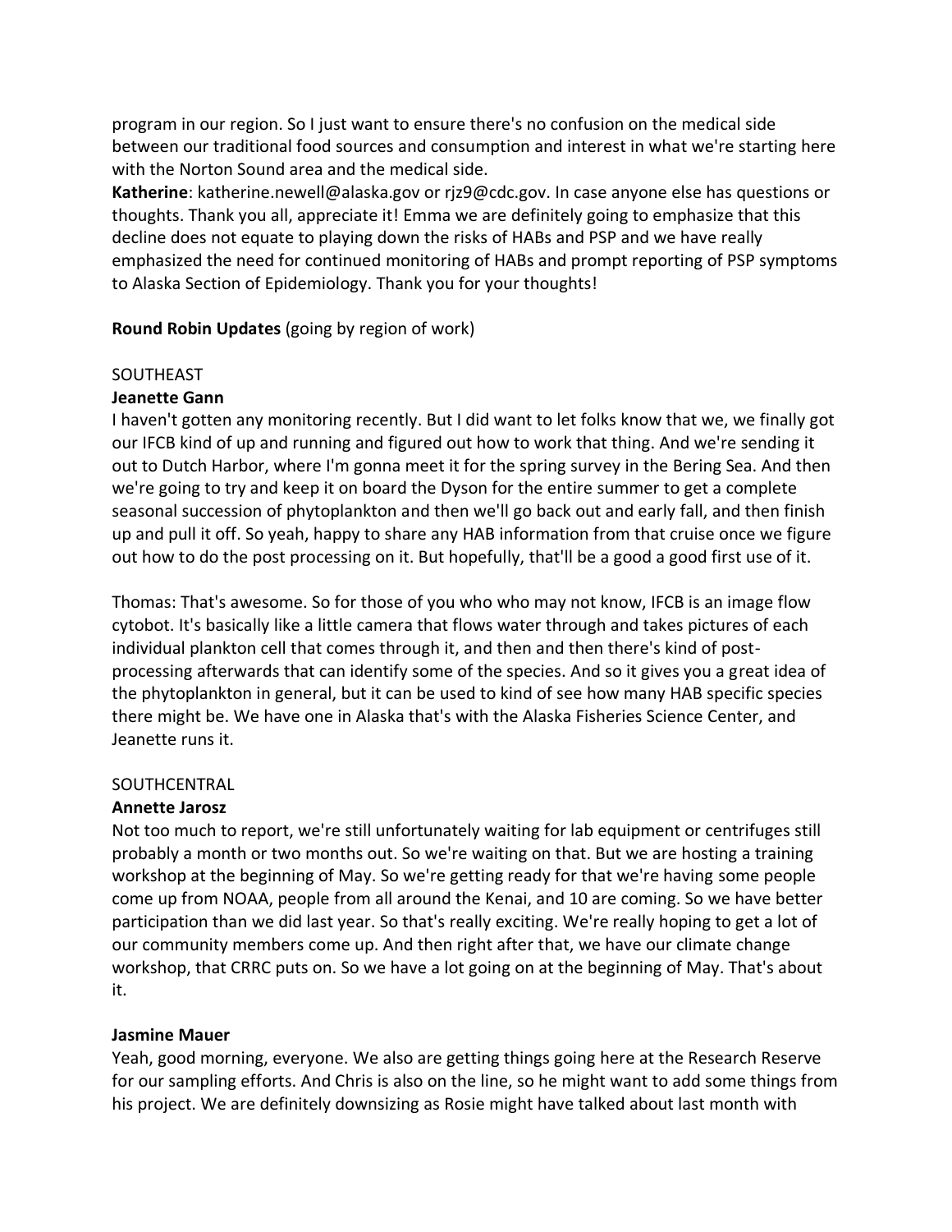program in our region. So I just want to ensure there's no confusion on the medical side between our traditional food sources and consumption and interest in what we're starting here with the Norton Sound area and the medical side.

**Katherine**: katherine.newell@alaska.gov or rjz9@cdc.gov. In case anyone else has questions or thoughts. Thank you all, appreciate it! Emma we are definitely going to emphasize that this decline does not equate to playing down the risks of HABs and PSP and we have really emphasized the need for continued monitoring of HABs and prompt reporting of PSP symptoms to Alaska Section of Epidemiology. Thank you for your thoughts!

**Round Robin Updates** (going by region of work)

SOUTHEAST

**Jeanette Gann**

I haven't gotten any monitoring recently. But I did want to let folks know that we, we finally got our IFCB kind of up and running and figured out how to work that thing. And we're sending it out to Dutch Harbor, where I'm gonna meet it for the spring survey in the Bering Sea. And then we're going to try and keep it on board the Dyson for the entire summer to get a complete seasonal succession of phytoplankton and then we'll go back out and early fall, and then finish up and pull it off. So yeah, happy to share any HAB information from that cruise once we figure out how to do the post processing on it. But hopefully, that'll be a good a good first use of it.

Thomas: That's awesome. So for those of you who who may not know, IFCB is an image flow cytobot. It's basically like a little camera that flows water through and takes pictures of each individual plankton cell that comes through it, and then and then there's kind of post-processing afterwards that can identify some of the species. And so it gives you a great idea of the phytoplankton in general, but it can be used to kind of see how many HAB specific species there might be. We have one in Alaska that's with the Alaska Fisheries Science Center, and Jeanette runs it.

SOUTHCENTRAL

**Annette Jarosz**

Not too much to report, we're still unfortunately waiting for lab equipment or centrifuges still probably a month or two months out. So we're waiting on that. But we are hosting a training workshop at the beginning of May. So we're getting ready for that we're having some people come up from NOAA, people from all around the Kenai, and 10 are coming. So we have better participation than we did last year. So that's really exciting. We're really hoping to get a lot of our community members come up. And then right after that, we have our climate change workshop, that CRRC puts on. So we have a lot going on at the beginning of May. That's about it.

**Jasmine Mauer**

Yeah, good morning, everyone. We also are getting things going here at the Research Reserve for our sampling efforts. And Chris is also on the line, so he might want to add some things from his project. We are definitely downsizing as Rosie might have talked about last month with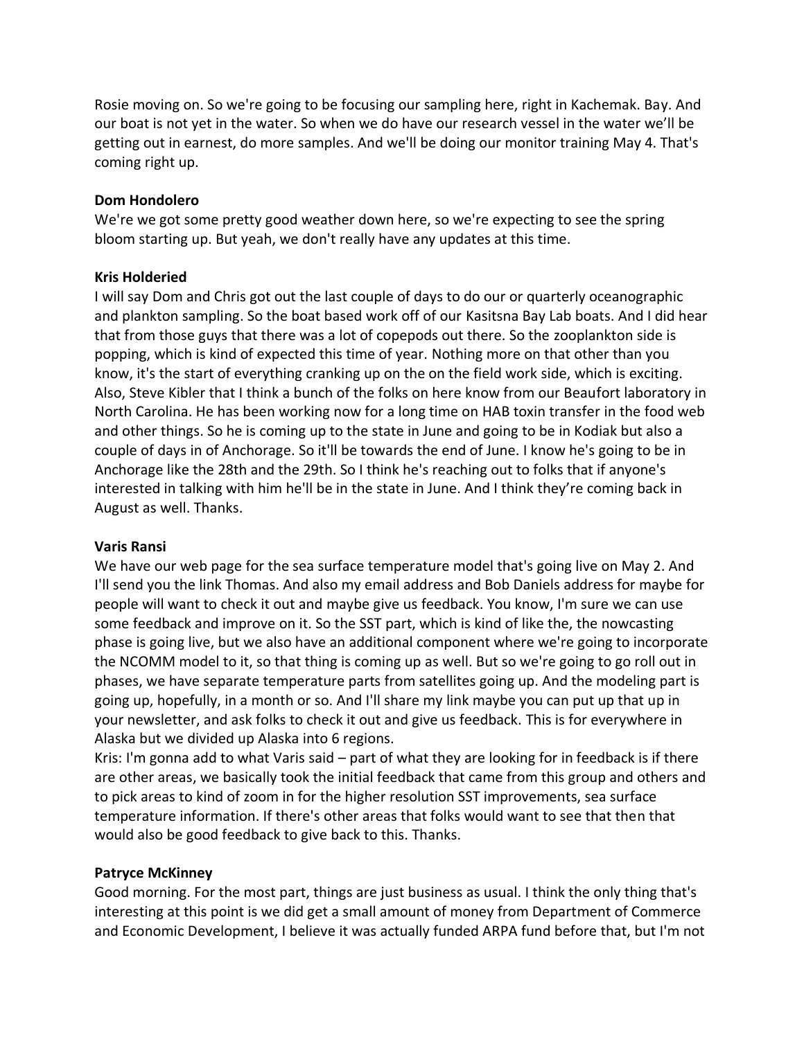Rosie moving on. So we're going to be focusing our sampling here, right in Kachemak. Bay. And our boat is not yet in the water. So when we do have our research vessel in the water we'll be getting out in earnest, do more samples. And we'll be doing our monitor training May 4. That's coming right up.

**Dom Hondolero**

We're we got some pretty good weather down here, so we're expecting to see the spring bloom starting up. But yeah, we don't really have any updates at this time.

**Kris Holderied**

I will say Dom and Chris got out the last couple of days to do our or quarterly oceanographic and plankton sampling. So the boat based work off of our Kasitsna Bay Lab boats. And I did hear that from those guys that there was a lot of copepods out there. So the zooplankton side is popping, which is kind of expected this time of year. Nothing more on that other than you know, it's the start of everything cranking up on the on the field work side, which is exciting. Also, Steve Kibler that I think a bunch of the folks on here know from our Beaufort laboratory in North Carolina. He has been working now for a long time on HAB toxin transfer in the food web and other things. So he is coming up to the state in June and going to be in Kodiak but also a couple of days in of Anchorage. So it'll be towards the end of June. I know he's going to be in Anchorage like the 28th and the 29th. So I think he's reaching out to folks that if anyone's interested in talking with him he'll be in the state in June. And I think they're coming back in August as well. Thanks.

**Varis Ransi**

We have our web page for the sea surface temperature model that's going live on May 2. And I'll send you the link Thomas. And also my email address and Bob Daniels address for maybe for people will want to check it out and maybe give us feedback. You know, I'm sure we can use some feedback and improve on it. So the SST part, which is kind of like the, the nowcasting phase is going live, but we also have an additional component where we're going to incorporate the NCOMM model to it, so that thing is coming up as well. But so we're going to go roll out in phases, we have separate temperature parts from satellites going up. And the modeling part is going up, hopefully, in a month or so. And I'll share my link maybe you can put up that up in your newsletter, and ask folks to check it out and give us feedback. This is for everywhere in Alaska but we divided up Alaska into 6 regions.

Kris: I'm gonna add to what Varis said – part of what they are looking for in feedback is if there are other areas, we basically took the initial feedback that came from this group and others and to pick areas to kind of zoom in for the higher resolution SST improvements, sea surface temperature information. If there's other areas that folks would want to see that then that would also be good feedback to give back to this. Thanks.

**Patryce McKinney**

Good morning. For the most part, things are just business as usual. I think the only thing that's interesting at this point is we did get a small amount of money from Department of Commerce and Economic Development, I believe it was actually funded ARPA fund before that, but I'm not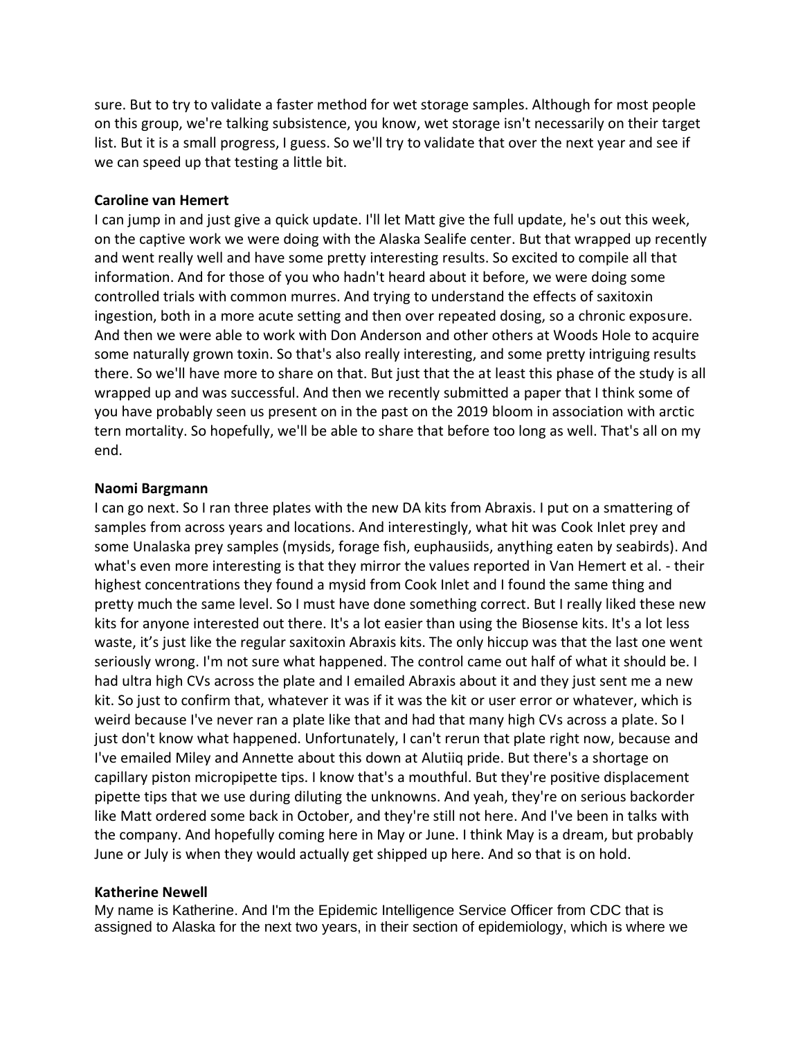sure. But to try to validate a faster method for wet storage samples. Although for most people on this group, we're talking subsistence, you know, wet storage isn't necessarily on their target list. But it is a small progress, I guess. So we'll try to validate that over the next year and see if we can speed up that testing a little bit.

**Caroline van Hemert**

I can jump in and just give a quick update. I'll let Matt give the full update, he's out this week, on the captive work we were doing with the Alaska Sealife center. But that wrapped up recently and went really well and have some pretty interesting results. So excited to compile all that information. And for those of you who hadn't heard about it before, we were doing some controlled trials with common murres. And trying to understand the effects of saxitoxin ingestion, both in a more acute setting and then over repeated dosing, so a chronic exposure. And then we were able to work with Don Anderson and other others at Woods Hole to acquire some naturally grown toxin. So that's also really interesting, and some pretty intriguing results there. So we'll have more to share on that. But just that the at least this phase of the study is all wrapped up and was successful. And then we recently submitted a paper that I think some of you have probably seen us present on in the past on the 2019 bloom in association with arctic tern mortality. So hopefully, we'll be able to share that before too long as well. That's all on my end.

**Naomi Bargmann**

I can go next. So I ran three plates with the new DA kits from Abraxis. I put on a smattering of samples from across years and locations. And interestingly, what hit was Cook Inlet prey and some Unalaska prey samples (mysids, forage fish, euphausiids, anything eaten by seabirds). And what's even more interesting is that they mirror the values reported in Van Hemert et al. - their highest concentrations they found a mysid from Cook Inlet and I found the same thing and pretty much the same level. So I must have done something correct. But I really liked these new kits for anyone interested out there. It's a lot easier than using the Biosense kits. It's a lot less waste, it's just like the regular saxitoxin Abraxis kits. The only hiccup was that the last one went seriously wrong. I'm not sure what happened. The control came out half of what it should be. I had ultra high CVs across the plate and I emailed Abraxis about it and they just sent me a new kit. So just to confirm that, whatever it was if it was the kit or user error or whatever, which is weird because I've never ran a plate like that and had that many high CVs across a plate. So I just don't know what happened. Unfortunately, I can't rerun that plate right now, because and I've emailed Miley and Annette about this down at Alutiiq pride. But there's a shortage on capillary piston micropipette tips. I know that's a mouthful. But they're positive displacement pipette tips that we use during diluting the unknowns. And yeah, they're on serious backorder like Matt ordered some back in October, and they're still not here. And I've been in talks with the company. And hopefully coming here in May or June. I think May is a dream, but probably June or July is when they would actually get shipped up here. And so that is on hold.

**Katherine Newell**

My name is Katherine. And I'm the Epidemic Intelligence Service Officer from CDC that is assigned to Alaska for the next two years, in their section of epidemiology, which is where we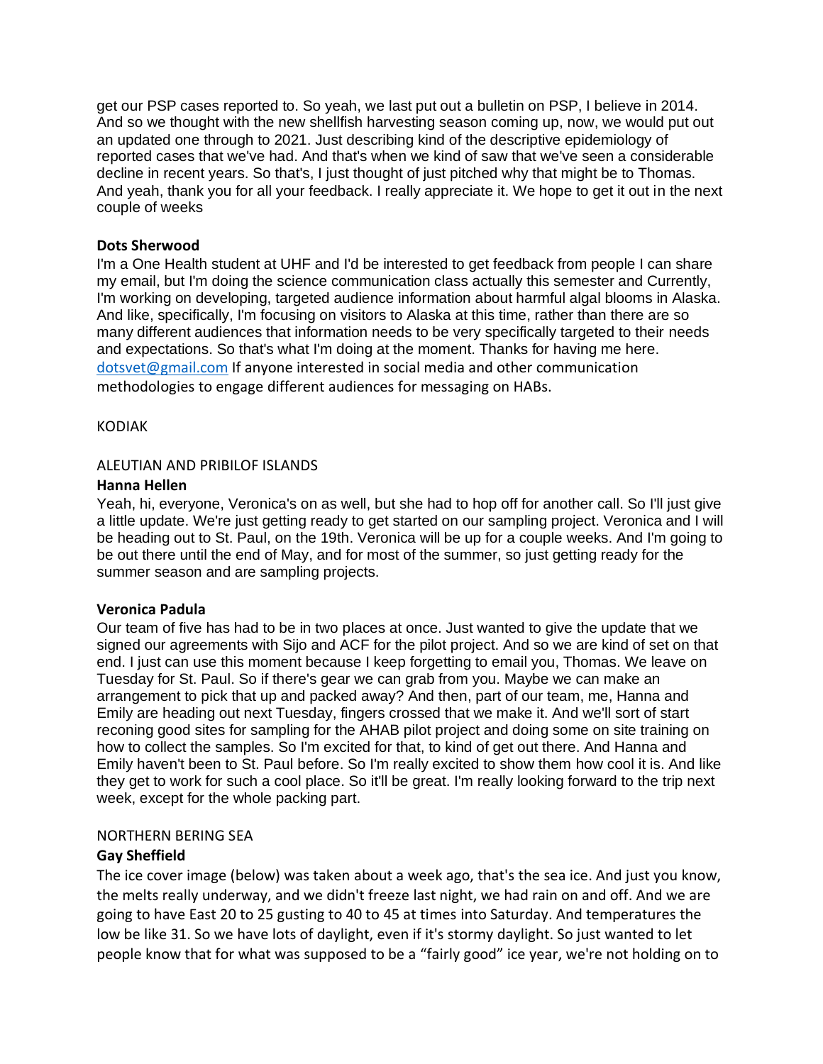get our PSP cases reported to. So yeah, we last put out a bulletin on PSP, I believe in 2014. And so we thought with the new shellfish harvesting season coming up, now, we would put out an updated one through to 2021. Just describing kind of the descriptive epidemiology of reported cases that we've had. And that's when we kind of saw that we've seen a considerable decline in recent years. So that's, I just thought of just pitched why that might be to Thomas. And yeah, thank you for all your feedback. I really appreciate it. We hope to get it out in the next couple of weeks

**Dots Sherwood**

I'm a One Health student at UHF and I'd be interested to get feedback from people I can share my email, but I'm doing the science communication class actually this semester and Currently, I'm working on developing, targeted audience information about harmful algal blooms in Alaska. And like, specifically, I'm focusing on visitors to Alaska at this time, rather than there are so many different audiences that information needs to be very specifically targeted to their needs and expectations. So that's what I'm doing at the moment. Thanks for having me here. dotsvet@gmail.com If anyone interested in social media and other communication methodologies to engage different audiences for messaging on HABs.

KODIAK

ALEUTIAN AND PRIBILOF ISLANDS

**Hanna Hellen**

Yeah, hi, everyone, Veronica's on as well, but she had to hop off for another call. So I'll just give a little update. We're just getting ready to get started on our sampling project. Veronica and I will be heading out to St. Paul, on the 19th. Veronica will be up for a couple weeks. And I'm going to be out there until the end of May, and for most of the summer, so just getting ready for the summer season and are sampling projects.

**Veronica Padula**

Our team of five has had to be in two places at once. Just wanted to give the update that we signed our agreements with Sijo and ACF for the pilot project. And so we are kind of set on that end. I just can use this moment because I keep forgetting to email you, Thomas. We leave on Tuesday for St. Paul. So if there's gear we can grab from you. Maybe we can make an arrangement to pick that up and packed away? And then, part of our team, me, Hanna and Emily are heading out next Tuesday, fingers crossed that we make it. And we'll sort of start reconing good sites for sampling for the AHAB pilot project and doing some on site training on how to collect the samples. So I'm excited for that, to kind of get out there. And Hanna and Emily haven't been to St. Paul before. So I'm really excited to show them how cool it is. And like they get to work for such a cool place. So it'll be great. I'm really looking forward to the trip next week, except for the whole packing part.

NORTHERN BERING SEA

**Gay Sheffield**

The ice cover image (below) was taken about a week ago, that's the sea ice. And just you know, the melts really underway, and we didn't freeze last night, we had rain on and off. And we are going to have East 20 to 25 gusting to 40 to 45 at times into Saturday. And temperatures the low be like 31. So we have lots of daylight, even if it's stormy daylight. So just wanted to let people know that for what was supposed to be a "fairly good" ice year, we're not holding on to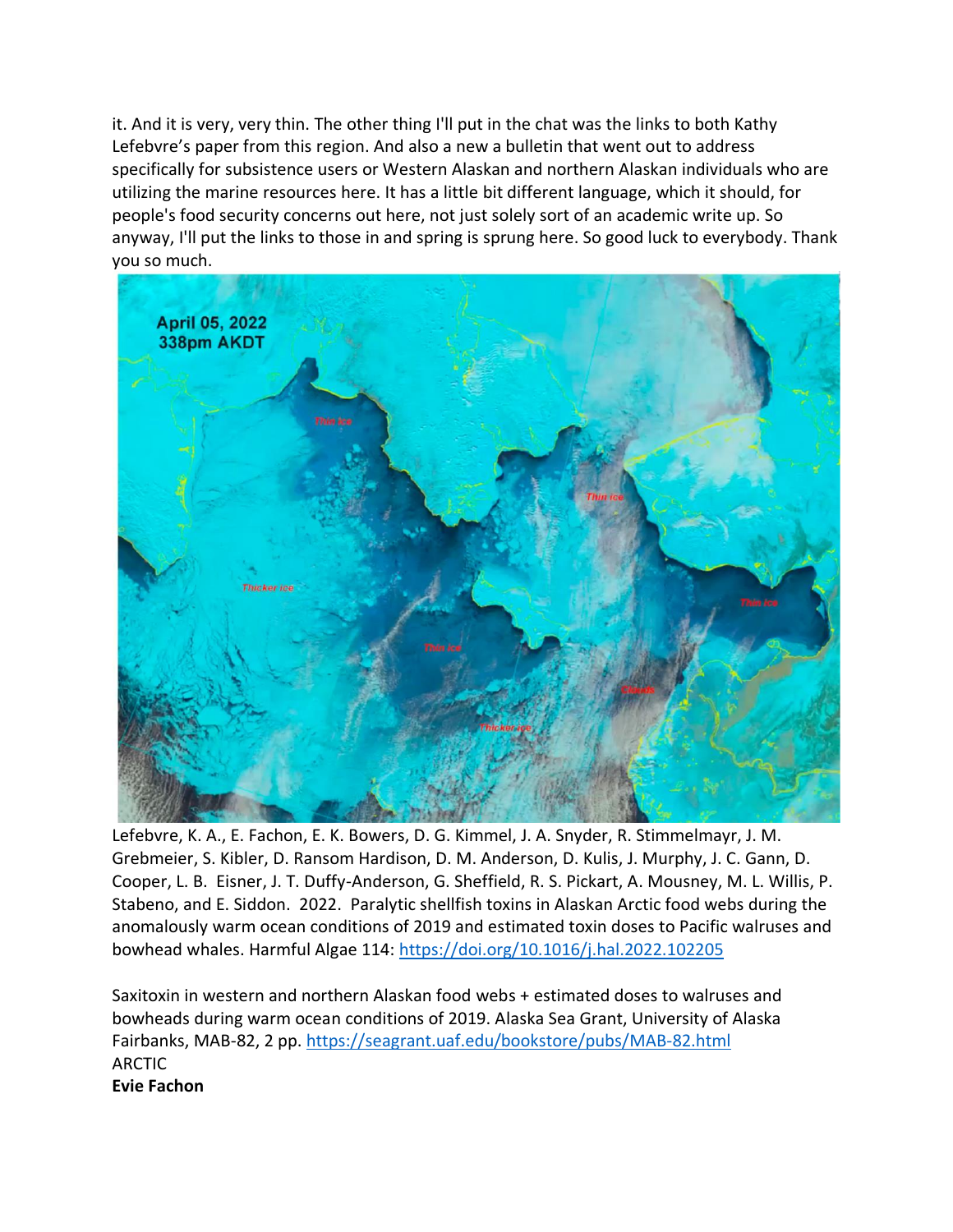it. And it is very, very thin. The other thing I'll put in the chat was the links to both Kathy Lefebvre's paper from this region. And also a new a bulletin that went out to address specifically for subsistence users or Western Alaskan and northern Alaskan individuals who are utilizing the marine resources here. It has a little bit different language, which it should, for people's food security concerns out here, not just solely sort of an academic write up. So anyway, I'll put the links to those in and spring is sprung here. So good luck to everybody. Thank you so much.

Lefebvre, K. A., E. Fachon, E. K. Bowers, D. G. Kimmel, J. A. Snyder, R. Stimmelmayr, J. M. Grebmeier, S. Kibler, D. Ransom Hardison, D. M. Anderson, D. Kulis, J. Murphy, J. C. Gann, D. Cooper, L. B. Eisner, J. T. Duffy-Anderson, G. Sheffield, R. S. Pickart, A. Mousney, M. L. Willis, P. Stabeno, and E. Siddon. 2022. Paralytic shellfish toxins in Alaskan Arctic food webs during the anomalously warm ocean conditions of 2019 and estimated toxin doses to Pacific walruses and bowhead whales. Harmful Algae 114: https://doi.org/10.1016/j.hal.2022.102205

Saxitoxin in western and northern Alaskan food webs + estimated doses to walruses and bowheads during warm ocean conditions of 2019. Alaska Sea Grant, University of Alaska Fairbanks, MAB-82, 2 pp. https://seagrant.uaf.edu/bookstore/pubs/MAB-82.html

ARCTIC

**Evie Fachon**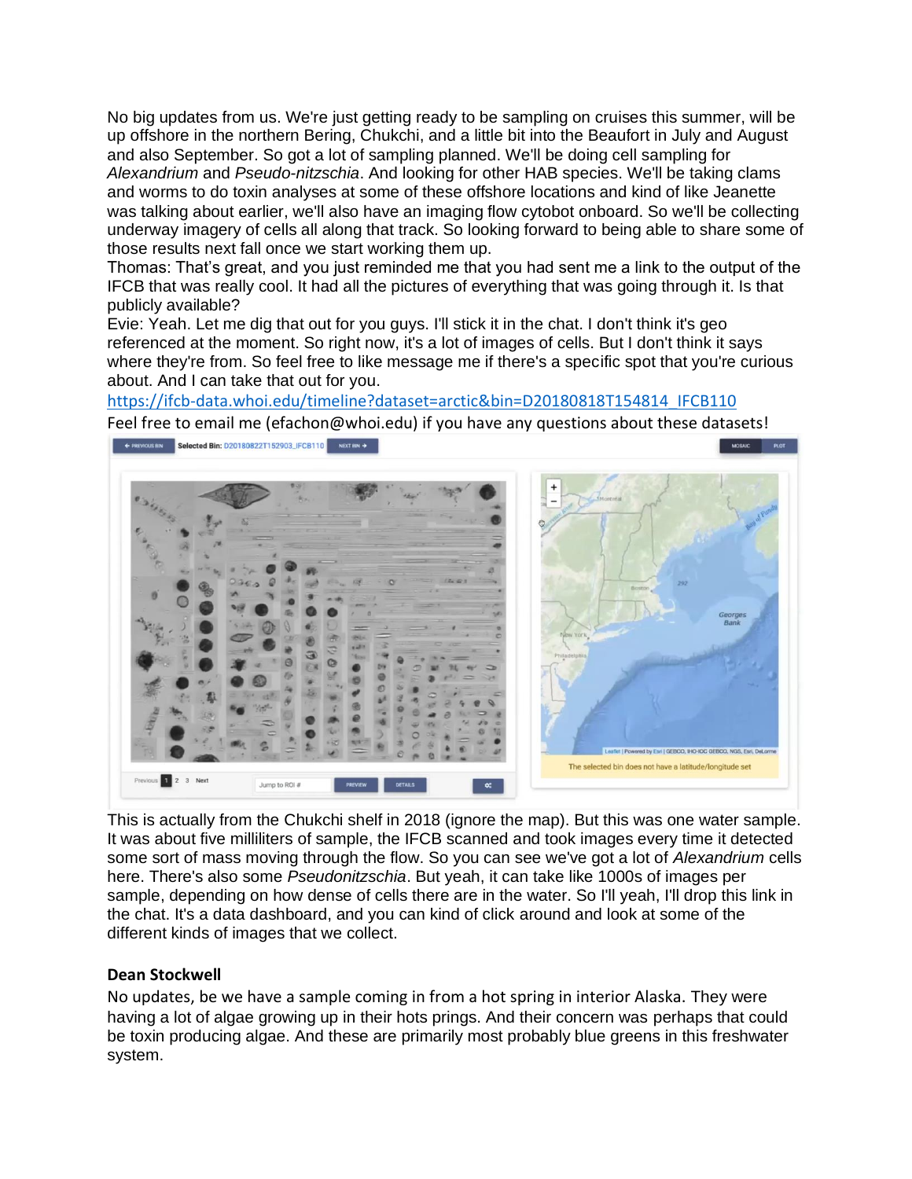No big updates from us. We're just getting ready to be sampling on cruises this summer, will be up offshore in the northern Bering, Chukchi, and a little bit into the Beaufort in July and August and also September. So got a lot of sampling planned. We'll be doing cell sampling for *Alexandrium* and *Pseudo-nitzschia*. And looking for other HAB species. We'll be taking clams and worms to do toxin analyses at some of these offshore locations and kind of like Jeanette was talking about earlier, we'll also have an imaging flow cytobot onboard. So we'll be collecting underway imagery of cells all along that track. So looking forward to being able to share some of those results next fall once we start working them up.

Thomas: That's great, and you just reminded me that you had sent me a link to the output of the IFCB that was really cool. It had all the pictures of everything that was going through it. Is that publicly available?

Evie: Yeah. Let me dig that out for you guys. I'll stick it in the chat. I don't think it's geo referenced at the moment. So right now, it's a lot of images of cells. But I don't think it says where they're from. So feel free to like message me if there's a specific spot that you're curious about. And I can take that out for you.

https://ifcb-data.whoi.edu/timeline?dataset=arctic&bin=D20180818T154814_IFCB110

Feel free to email me (efachon@whoi.edu) if you have any questions about these datasets!

This is actually from the Chukchi shelf in 2018 (ignore the map). But this was one water sample. It was about five milliliters of sample, the IFCB scanned and took images every time it detected some sort of mass moving through the flow. So you can see we've got a lot of *Alexandrium* cells here. There's also some *Pseudonitzschia*. But yeah, it can take like 1000s of images per sample, depending on how dense of cells there are in the water. So I'll yeah, I'll drop this link in the chat. It's a data dashboard, and you can kind of click around and look at some of the different kinds of images that we collect.

**Dean Stockwell**

No updates, be we have a sample coming in from a hot spring in interior Alaska. They were having a lot of algae growing up in their hots prings. And their concern was perhaps that could be toxin producing algae. And these are primarily most probably blue greens in this freshwater system.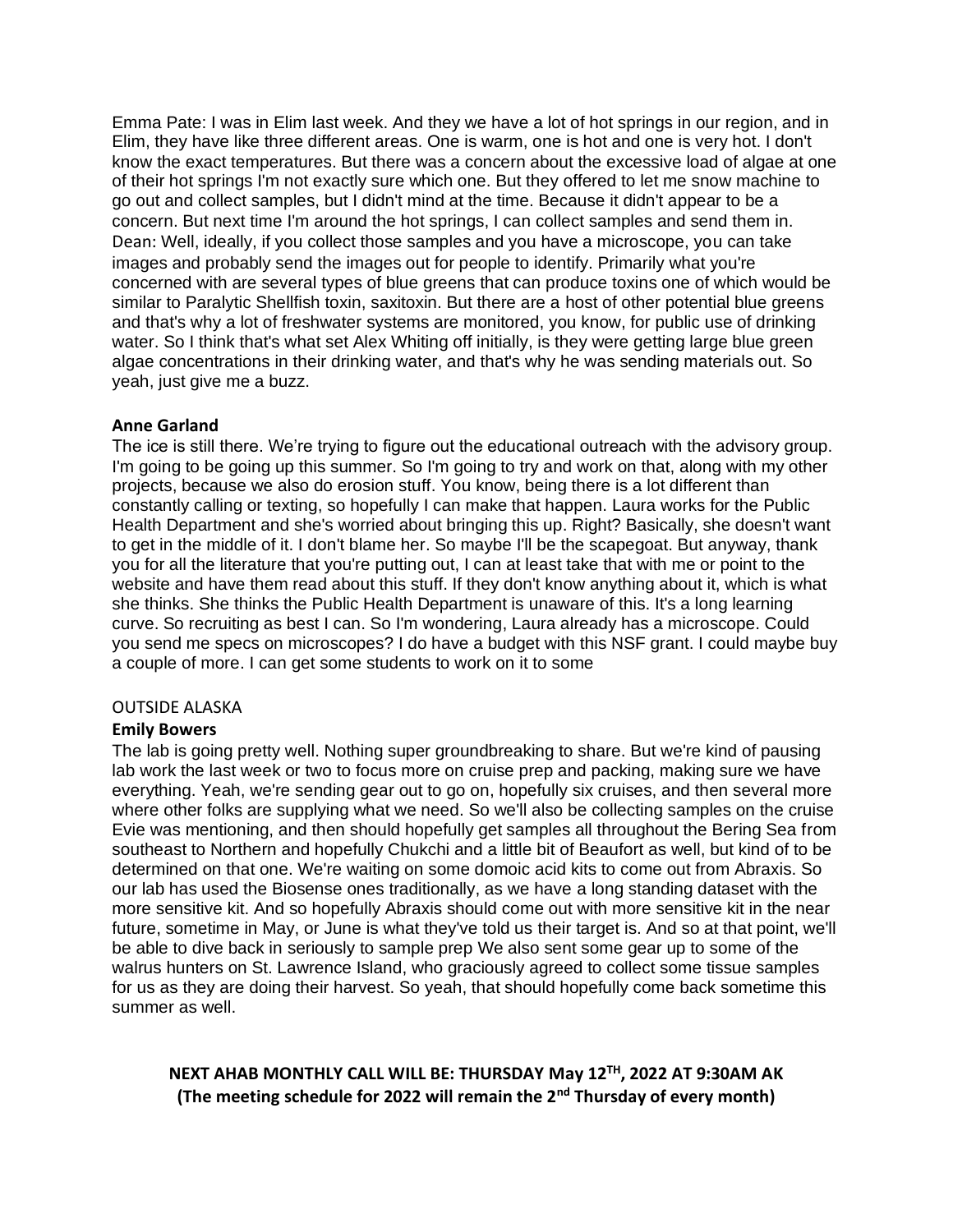Emma Pate: I was in Elim last week. And they we have a lot of hot springs in our region, and in Elim, they have like three different areas. One is warm, one is hot and one is very hot. I don't know the exact temperatures. But there was a concern about the excessive load of algae at one of their hot springs I'm not exactly sure which one. But they offered to let me snow machine to go out and collect samples, but I didn't mind at the time. Because it didn't appear to be a concern. But next time I'm around the hot springs, I can collect samples and send them in.

Dean: Well, ideally, if you collect those samples and you have a microscope, you can take images and probably send the images out for people to identify. Primarily what you're concerned with are several types of blue greens that can produce toxins one of which would be similar to Paralytic Shellfish toxin, saxitoxin. But there are a host of other potential blue greens and that's why a lot of freshwater systems are monitored, you know, for public use of drinking water. So I think that's what set Alex Whiting off initially, is they were getting large blue green algae concentrations in their drinking water, and that's why he was sending materials out. So yeah, just give me a buzz.

**Anne Garland**

The ice is still there. We're trying to figure out the educational outreach with the advisory group. I'm going to be going up this summer. So I'm going to try and work on that, along with my other projects, because we also do erosion stuff. You know, being there is a lot different than constantly calling or texting, so hopefully I can make that happen. Laura works for the Public Health Department and she's worried about bringing this up. Right? Basically, she doesn't want to get in the middle of it. I don't blame her. So maybe I'll be the scapegoat. But anyway, thank you for all the literature that you're putting out, I can at least take that with me or point to the website and have them read about this stuff. If they don't know anything about it, which is what she thinks. She thinks the Public Health Department is unaware of this. It's a long learning curve. So recruiting as best I can. So I'm wondering, Laura already has a microscope. Could you send me specs on microscopes? I do have a budget with this NSF grant. I could maybe buy a couple of more. I can get some students to work on it to some

OUTSIDE ALASKA

**Emily Bowers**

The lab is going pretty well. Nothing super groundbreaking to share. But we're kind of pausing lab work the last week or two to focus more on cruise prep and packing, making sure we have everything. Yeah, we're sending gear out to go on, hopefully six cruises, and then several more where other folks are supplying what we need. So we'll also be collecting samples on the cruise Evie was mentioning, and then should hopefully get samples all throughout the Bering Sea from southeast to Northern and hopefully Chukchi and a little bit of Beaufort as well, but kind of to be determined on that one. We're waiting on some domoic acid kits to come out from Abraxis. So our lab has used the Biosense ones traditionally, as we have a long standing dataset with the more sensitive kit. And so hopefully Abraxis should come out with more sensitive kit in the near future, sometime in May, or June is what they've told us their target is. And so at that point, we'll be able to dive back in seriously to sample prep We also sent some gear up to some of the walrus hunters on St. Lawrence Island, who graciously agreed to collect some tissue samples for us as they are doing their harvest. So yeah, that should hopefully come back sometime this summer as well.

**NEXT AHAB MONTHLY CALL WILL BE: THURSDAY May 12TH, 2022 AT 9:30AM AK**
**(The meeting schedule for 2022 will remain the 2nd Thursday of every month)**